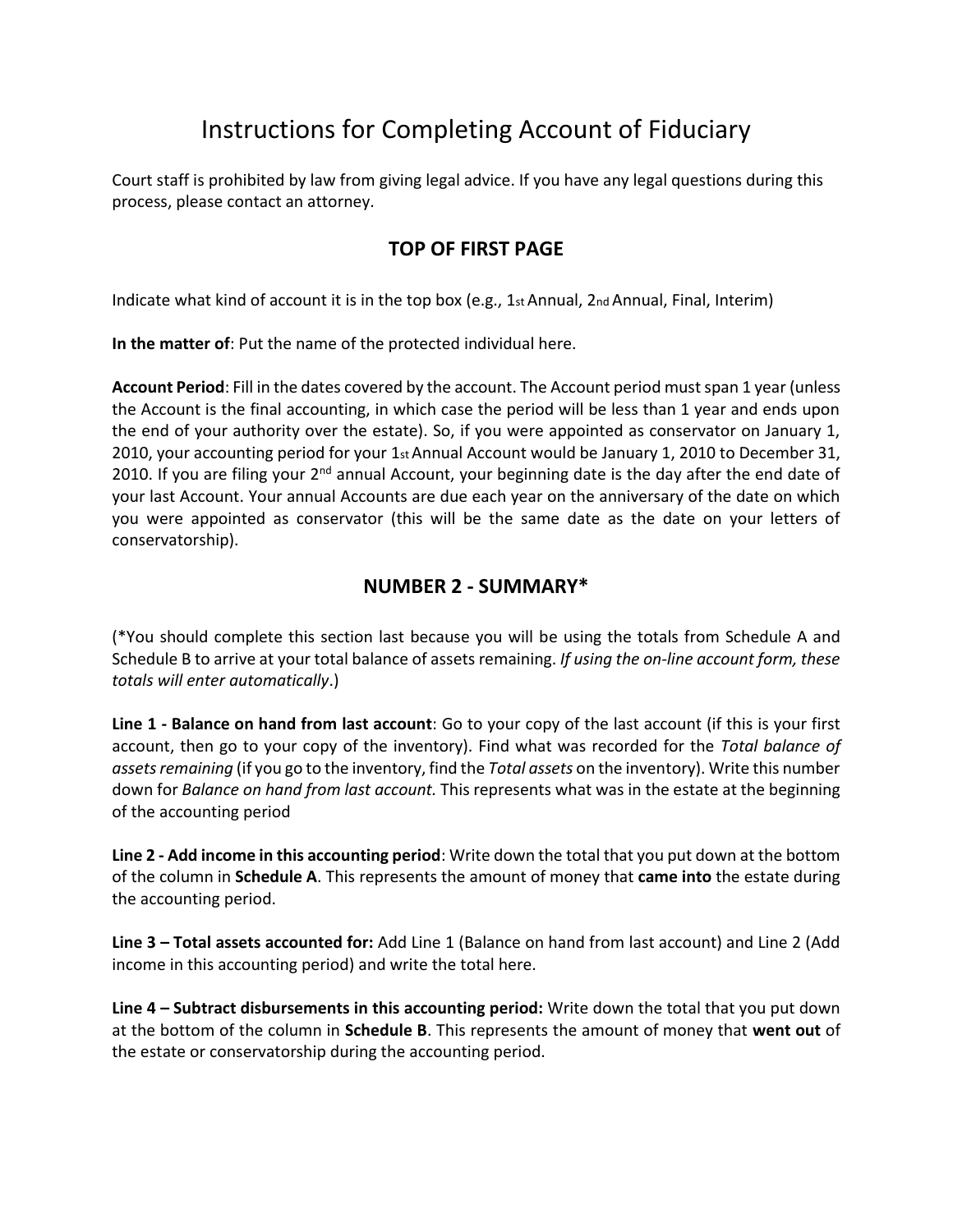# Instructions for Completing Account of Fiduciary

Court staff is prohibited by law from giving legal advice. If you have any legal questions during this process, please contact an attorney.

## TOP OF FIRST PAGE

Indicate what kind of account it is in the top box (e.g., 1st Annual, 2nd Annual, Final, Interim)

**In the matter of**: Put the name of the protected individual here.

**Account Period**: Fill in the dates covered by the account. The Account period must span 1 year (unless the Account is the final accounting, in which case the period will be less than 1 year and ends upon the end of your authority over the estate). So, if you were appointed as conservator on January 1, 2010, your accounting period for your 1st Annual Account would be January 1, 2010 to December 31, 2010. If you are filing your 2nd annual Account, your beginning date is the day after the end date of your last Account. Your annual Accounts are due each year on the anniversary of the date on which you were appointed as conservator (this will be the same date as the date on your letters of conservatorship).

## NUMBER 2 - SUMMARY*

(*You should complete this section last because you will be using the totals from Schedule A and Schedule B to arrive at your total balance of assets remaining. *If using the on-line account form, these totals will enter automatically*.)

**Line 1 - Balance on hand from last account**: Go to your copy of the last account (if this is your first account, then go to your copy of the inventory). Find what was recorded for the *Total balance of assets remaining* (if you go to the inventory, find the *Total assets* on the inventory). Write this number down for *Balance on hand from last account.* This represents what was in the estate at the beginning of the accounting period

**Line 2 - Add income in this accounting period**: Write down the total that you put down at the bottom of the column in **Schedule A**. This represents the amount of money that **came into** the estate during the accounting period.

**Line 3 – Total assets accounted for:** Add Line 1 (Balance on hand from last account) and Line 2 (Add income in this accounting period) and write the total here.

**Line 4 – Subtract disbursements in this accounting period:** Write down the total that you put down at the bottom of the column in **Schedule B**. This represents the amount of money that **went out** of the estate or conservatorship during the accounting period.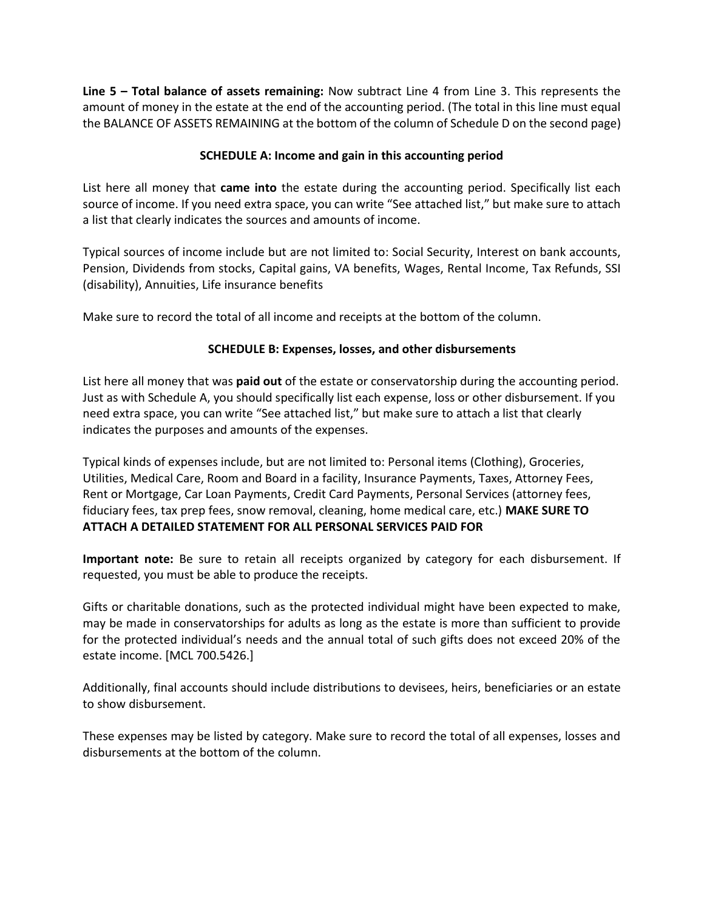**Line 5 – Total balance of assets remaining:** Now subtract Line 4 from Line 3. This represents the amount of money in the estate at the end of the accounting period. (The total in this line must equal the BALANCE OF ASSETS REMAINING at the bottom of the column of Schedule D on the second page)

### SCHEDULE A: Income and gain in this accounting period

List here all money that **came into** the estate during the accounting period. Specifically list each source of income. If you need extra space, you can write "See attached list," but make sure to attach a list that clearly indicates the sources and amounts of income.

Typical sources of income include but are not limited to: Social Security, Interest on bank accounts, Pension, Dividends from stocks, Capital gains, VA benefits, Wages, Rental Income, Tax Refunds, SSI (disability), Annuities, Life insurance benefits

Make sure to record the total of all income and receipts at the bottom of the column.

### SCHEDULE B: Expenses, losses, and other disbursements

List here all money that was **paid out** of the estate or conservatorship during the accounting period. Just as with Schedule A, you should specifically list each expense, loss or other disbursement. If you need extra space, you can write "See attached list," but make sure to attach a list that clearly indicates the purposes and amounts of the expenses.

Typical kinds of expenses include, but are not limited to: Personal items (Clothing), Groceries, Utilities, Medical Care, Room and Board in a facility, Insurance Payments, Taxes, Attorney Fees, Rent or Mortgage, Car Loan Payments, Credit Card Payments, Personal Services (attorney fees, fiduciary fees, tax prep fees, snow removal, cleaning, home medical care, etc.) **MAKE SURE TO ATTACH A DETAILED STATEMENT FOR ALL PERSONAL SERVICES PAID FOR**

**Important note:** Be sure to retain all receipts organized by category for each disbursement. If requested, you must be able to produce the receipts.

Gifts or charitable donations, such as the protected individual might have been expected to make, may be made in conservatorships for adults as long as the estate is more than sufficient to provide for the protected individual's needs and the annual total of such gifts does not exceed 20% of the estate income. [MCL 700.5426.]

Additionally, final accounts should include distributions to devisees, heirs, beneficiaries or an estate to show disbursement.

These expenses may be listed by category. Make sure to record the total of all expenses, losses and disbursements at the bottom of the column.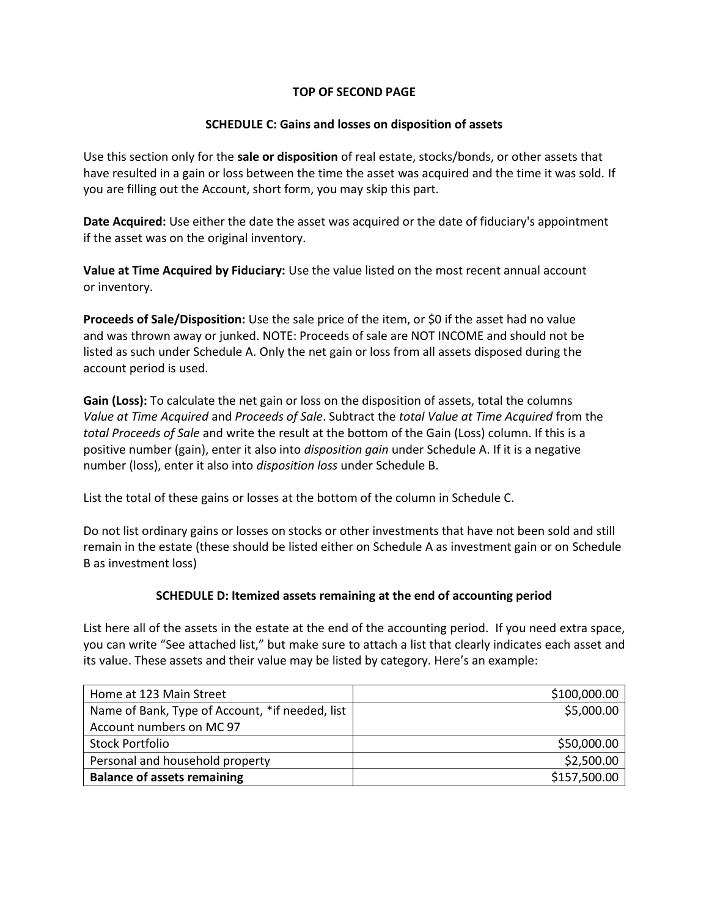**TOP OF SECOND PAGE**

## SCHEDULE C: Gains and losses on disposition of assets

Use this section only for the **sale or disposition** of real estate, stocks/bonds, or other assets that have resulted in a gain or loss between the time the asset was acquired and the time it was sold. If you are filling out the Account, short form, you may skip this part.

**Date Acquired:** Use either the date the asset was acquired or the date of fiduciary's appointment if the asset was on the original inventory.

**Value at Time Acquired by Fiduciary:** Use the value listed on the most recent annual account or inventory.

**Proceeds of Sale/Disposition:** Use the sale price of the item, or $0 if the asset had no value and was thrown away or junked. NOTE: Proceeds of sale are NOT INCOME and should not be listed as such under Schedule A. Only the net gain or loss from all assets disposed during the account period is used.

**Gain (Loss):** To calculate the net gain or loss on the disposition of assets, total the columns *Value at Time Acquired* and *Proceeds of Sale*. Subtract the *total Value at Time Acquired* from the *total Proceeds of Sale* and write the result at the bottom of the Gain (Loss) column. If this is a positive number (gain), enter it also into *disposition gain* under Schedule A. If it is a negative number (loss), enter it also into *disposition loss* under Schedule B.

List the total of these gains or losses at the bottom of the column in Schedule C.

Do not list ordinary gains or losses on stocks or other investments that have not been sold and still remain in the estate (these should be listed either on Schedule A as investment gain or on Schedule B as investment loss)

## SCHEDULE D: Itemized assets remaining at the end of accounting period

List here all of the assets in the estate at the end of the accounting period. If you need extra space, you can write "See attached list," but make sure to attach a list that clearly indicates each asset and its value. These assets and their value may be listed by category. Here's an example:

| | |
|---|---:|
| Home at 123 Main Street | $100,000.00 |
| Name of Bank, Type of Account, *if needed, list Account numbers on MC 97 | $5,000.00 |
| Stock Portfolio | $50,000.00 |
| Personal and household property | $2,500.00 |
| **Balance of assets remaining** | $157,500.00 |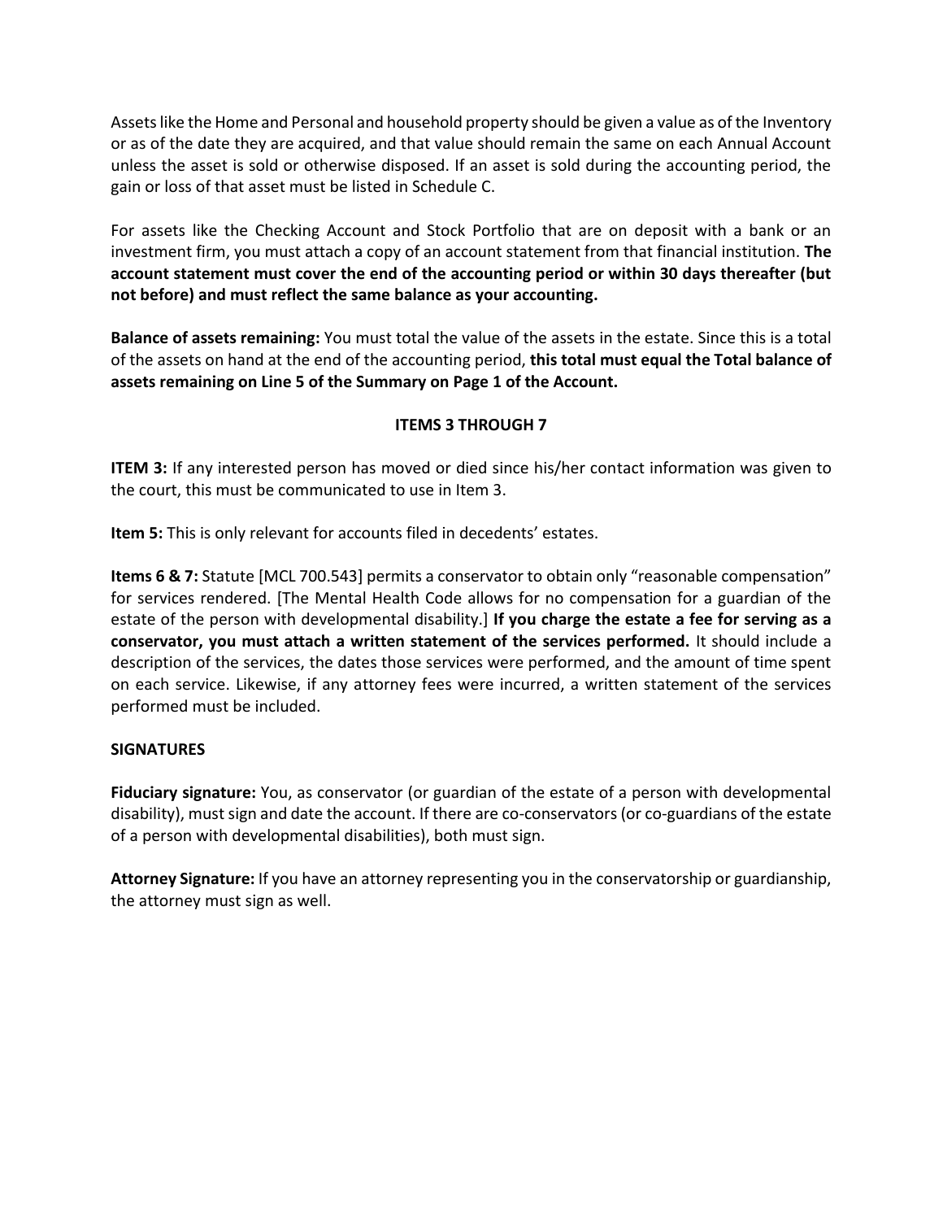Assets like the Home and Personal and household property should be given a value as of the Inventory or as of the date they are acquired, and that value should remain the same on each Annual Account unless the asset is sold or otherwise disposed. If an asset is sold during the accounting period, the gain or loss of that asset must be listed in Schedule C.

For assets like the Checking Account and Stock Portfolio that are on deposit with a bank or an investment firm, you must attach a copy of an account statement from that financial institution. **The account statement must cover the end of the accounting period or within 30 days thereafter (but not before) and must reflect the same balance as your accounting.**

**Balance of assets remaining:** You must total the value of the assets in the estate. Since this is a total of the assets on hand at the end of the accounting period, **this total must equal the Total balance of assets remaining on Line 5 of the Summary on Page 1 of the Account.**

## ITEMS 3 THROUGH 7

**ITEM 3:** If any interested person has moved or died since his/her contact information was given to the court, this must be communicated to use in Item 3.

**Item 5:** This is only relevant for accounts filed in decedents' estates.

**Items 6 & 7:** Statute [MCL 700.543] permits a conservator to obtain only "reasonable compensation" for services rendered. [The Mental Health Code allows for no compensation for a guardian of the estate of the person with developmental disability.] **If you charge the estate a fee for serving as a conservator, you must attach a written statement of the services performed.** It should include a description of the services, the dates those services were performed, and the amount of time spent on each service. Likewise, if any attorney fees were incurred, a written statement of the services performed must be included.

## SIGNATURES

**Fiduciary signature:** You, as conservator (or guardian of the estate of a person with developmental disability), must sign and date the account. If there are co-conservators (or co-guardians of the estate of a person with developmental disabilities), both must sign.

**Attorney Signature:** If you have an attorney representing you in the conservatorship or guardianship, the attorney must sign as well.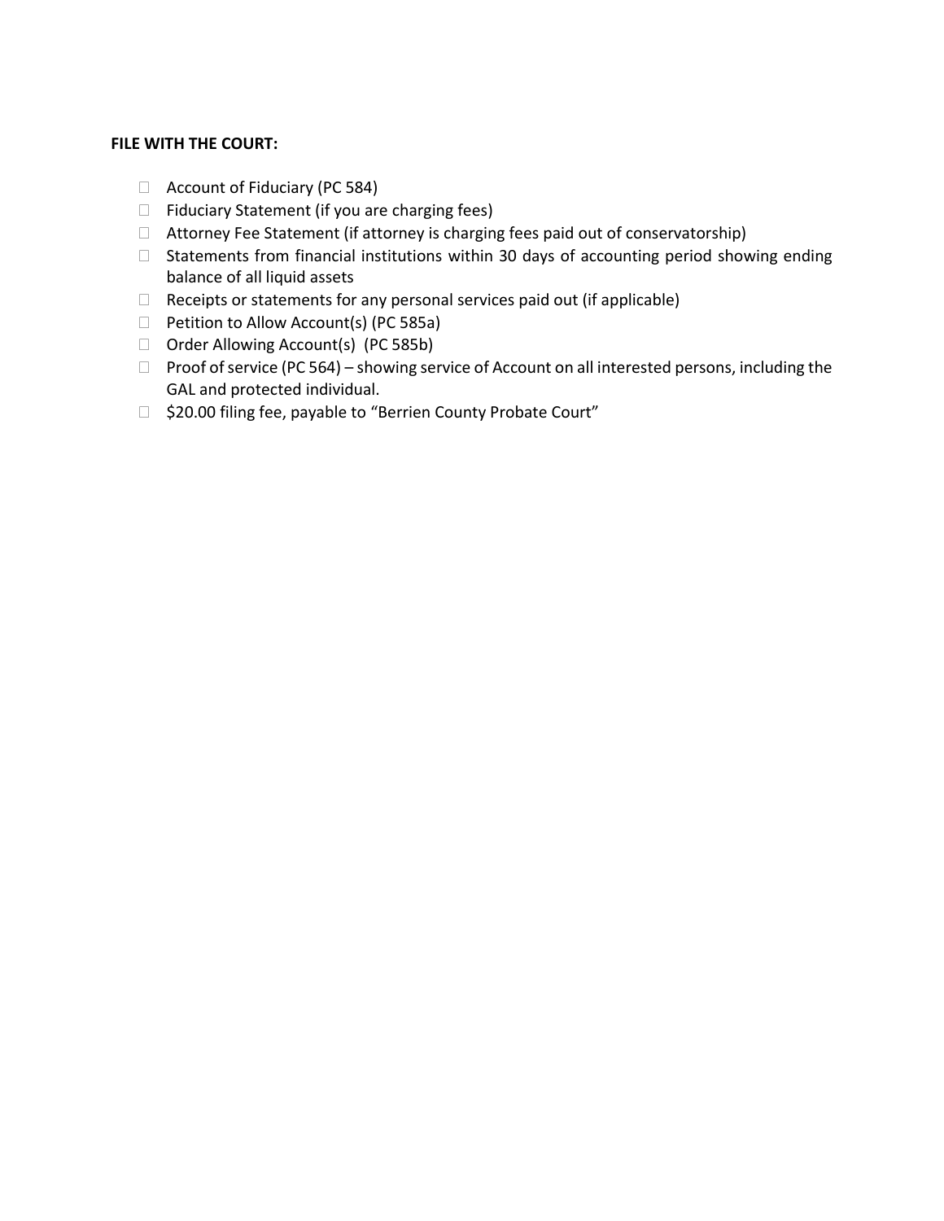**FILE WITH THE COURT:**

- ☐ Account of Fiduciary (PC 584)
- ☐ Fiduciary Statement (if you are charging fees)
- ☐ Attorney Fee Statement (if attorney is charging fees paid out of conservatorship)
- ☐ Statements from financial institutions within 30 days of accounting period showing ending balance of all liquid assets
- ☐ Receipts or statements for any personal services paid out (if applicable)
- ☐ Petition to Allow Account(s) (PC 585a)
- ☐ Order Allowing Account(s) (PC 585b)
- ☐ Proof of service (PC 564) – showing service of Account on all interested persons, including the GAL and protected individual.
- ☐ $20.00 filing fee, payable to "Berrien County Probate Court"